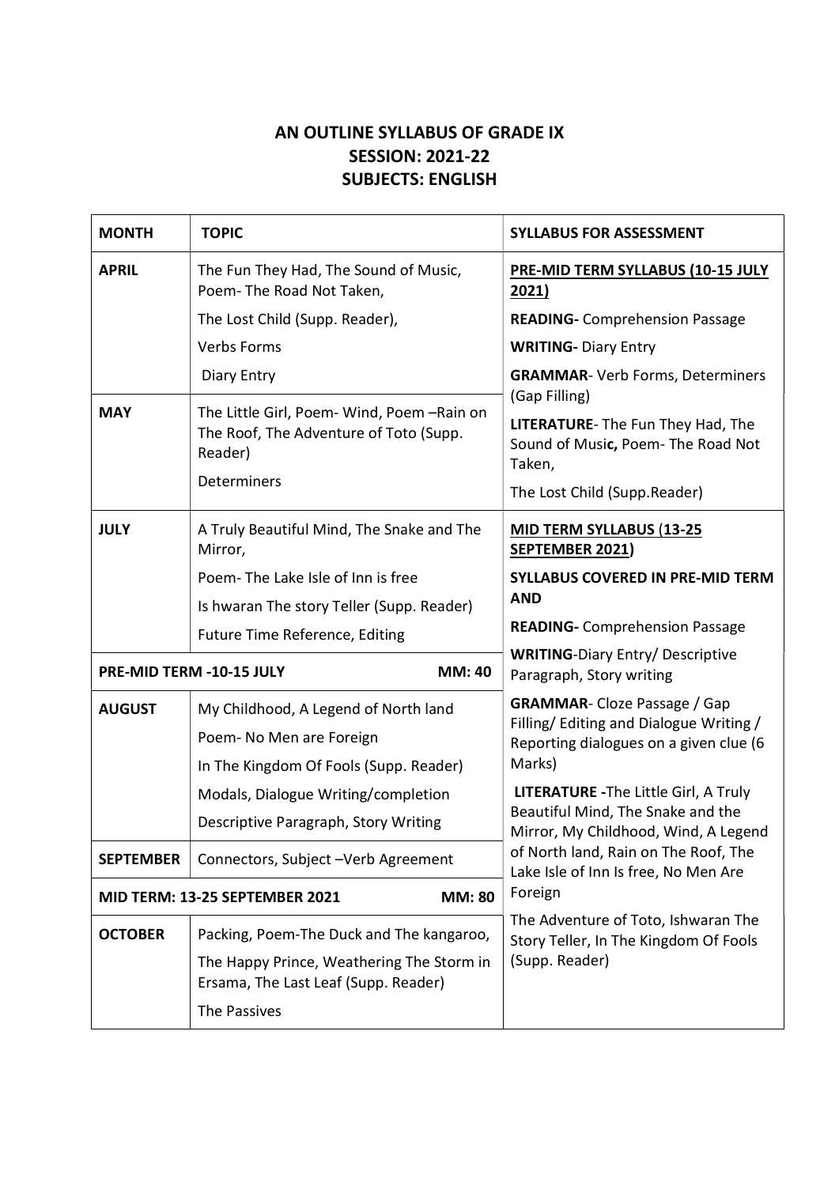# AN OUTLINE SYLLABUS OF GRADE IX
## SESSION: 2021-22
## SUBJECTS: ENGLISH

| MONTH | TOPIC | SYLLABUS FOR ASSESSMENT |
|---|---|---|
| **APRIL** | The Fun They Had, The Sound of Music, Poem- The Road Not Taken,<br>The Lost Child (Supp. Reader),<br>Verbs Forms<br>Diary Entry | **PRE-MID TERM SYLLABUS (10-15 JULY 2021)**<br>**READING-** Comprehension Passage<br>**WRITING-** Diary Entry<br>**GRAMMAR**- Verb Forms, Determiners (Gap Filling)<br>**LITERATURE**- The Fun They Had, The Sound of Musi**c,** Poem- The Road Not Taken,<br>The Lost Child (Supp.Reader) |
| **MAY** | The Little Girl, Poem- Wind, Poem –Rain on The Roof, The Adventure of Toto (Supp. Reader)<br>Determiners | |
| **JULY** | A Truly Beautiful Mind, The Snake and The Mirror,<br>Poem- The Lake Isle of Inn is free<br>Is hwaran The story Teller (Supp. Reader)<br>Future Time Reference, Editing | **MID TERM SYLLABUS (13-25 SEPTEMBER 2021)**<br>**SYLLABUS COVERED IN PRE-MID TERM AND**<br>**READING-** Comprehension Passage<br>**WRITING**-Diary Entry/ Descriptive Paragraph, Story writing<br>**GRAMMAR**- Cloze Passage / Gap Filling/ Editing and Dialogue Writing / Reporting dialogues on a given clue (6 Marks)<br>**LITERATURE -**The Little Girl, A Truly Beautiful Mind, The Snake and the Mirror, My Childhood, Wind, A Legend of North land, Rain on The Roof, The Lake Isle of Inn Is free, No Men Are Foreign<br>The Adventure of Toto, Ishwaran The Story Teller, In The Kingdom Of Fools (Supp. Reader) |
| **PRE-MID TERM -10-15 JULY** | **MM: 40** | |
| **AUGUST** | My Childhood, A Legend of North land<br>Poem- No Men are Foreign<br>In The Kingdom Of Fools (Supp. Reader)<br>Modals, Dialogue Writing/completion<br>Descriptive Paragraph, Story Writing | |
| **SEPTEMBER** | Connectors, Subject –Verb Agreement | |
| **MID TERM: 13-25 SEPTEMBER 2021** | **MM: 80** | |
| **OCTOBER** | Packing, Poem-The Duck and The kangaroo,<br>The Happy Prince, Weathering The Storm in Ersama, The Last Leaf (Supp. Reader)<br>The Passives | |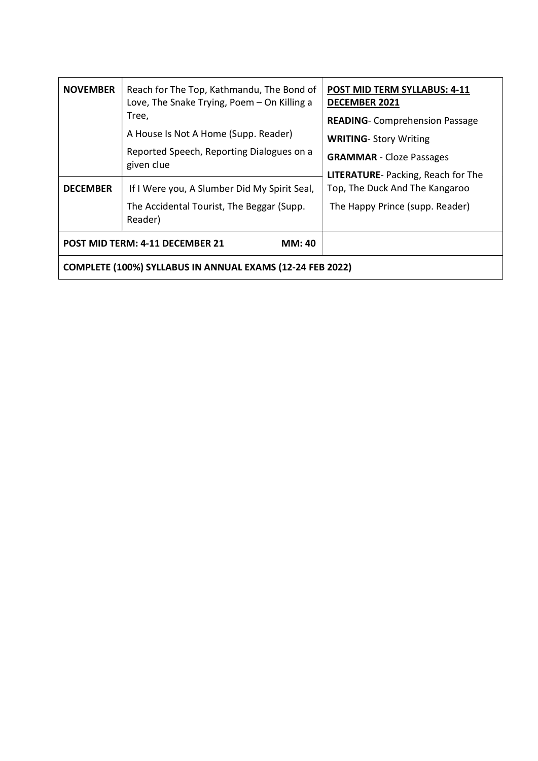| | | |
|---|---|---|
| **NOVEMBER** | Reach for The Top, Kathmandu, The Bond of Love, The Snake Trying, Poem – On Killing a Tree,<br>A House Is Not A Home (Supp. Reader)<br>Reported Speech, Reporting Dialogues on a given clue | **POST MID TERM SYLLABUS: 4-11 DECEMBER 2021**<br>**READING**- Comprehension Passage<br>**WRITING**- Story Writing<br>**GRAMMAR** - Cloze Passages<br>**LITERATURE**- Packing, Reach for The Top, The Duck And The Kangaroo<br>The Happy Prince (supp. Reader) |
| **DECEMBER** | If I Were you, A Slumber Did My Spirit Seal,<br>The Accidental Tourist, The Beggar (Supp. Reader) | |
| **POST MID TERM: 4-11 DECEMBER 21** | **MM: 40** | |
| **COMPLETE (100%) SYLLABUS IN ANNUAL EXAMS (12-24 FEB 2022)** | | |